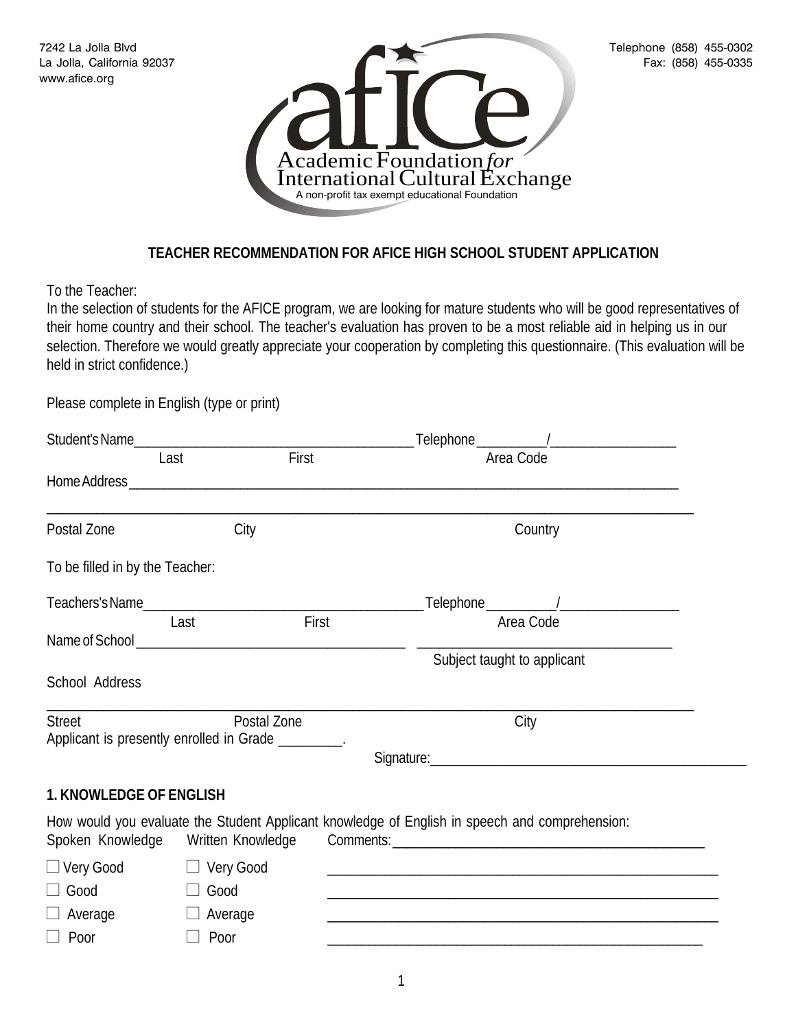7242 La Jolla Blvd
La Jolla, California 92037
www.afice.org

Telephone (858) 455-0302
Fax: (858) 455-0335

afice
Academic Foundation *for* International Cultural Exchange
A non-profit tax exempt educational Foundation

## TEACHER RECOMMENDATION FOR AFICE HIGH SCHOOL STUDENT APPLICATION

To the Teacher:
In the selection of students for the AFICE program, we are looking for mature students who will be good representatives of their home country and their school. The teacher's evaluation has proven to be a most reliable aid in helping us in our selection. Therefore we would greatly appreciate your cooperation by completing this questionnaire. (This evaluation will be held in strict confidence.)

Please complete in English (type or print)

Student's Name________________________________________ Telephone _________/_________________
Last First Area Code

Home Address_______________________________________________________________________________

___________________________________________________________________________________________
Postal Zone City Country

To be filled in by the Teacher:

Teachers's Name________________________________________ Telephone _________/_________________
Last First Area Code

Name of School ______________________________________ ____________________________________
Subject taught to applicant

School Address

___________________________________________________________________________________________
Street Postal Zone City

Applicant is presently enrolled in Grade _________.

Signature:___________________________________________

### 1. KNOWLEDGE OF ENGLISH

How would you evaluate the Student Applicant knowledge of English in speech and comprehension:

| Spoken Knowledge | Written Knowledge | Comments:______________________________ |
|---|---|---|
| ☐ Very Good | ☐ Very Good | ______________________________ |
| ☐ Good | ☐ Good | ______________________________ |
| ☐ Average | ☐ Average | ______________________________ |
| ☐ Poor | ☐ Poor | ______________________________ |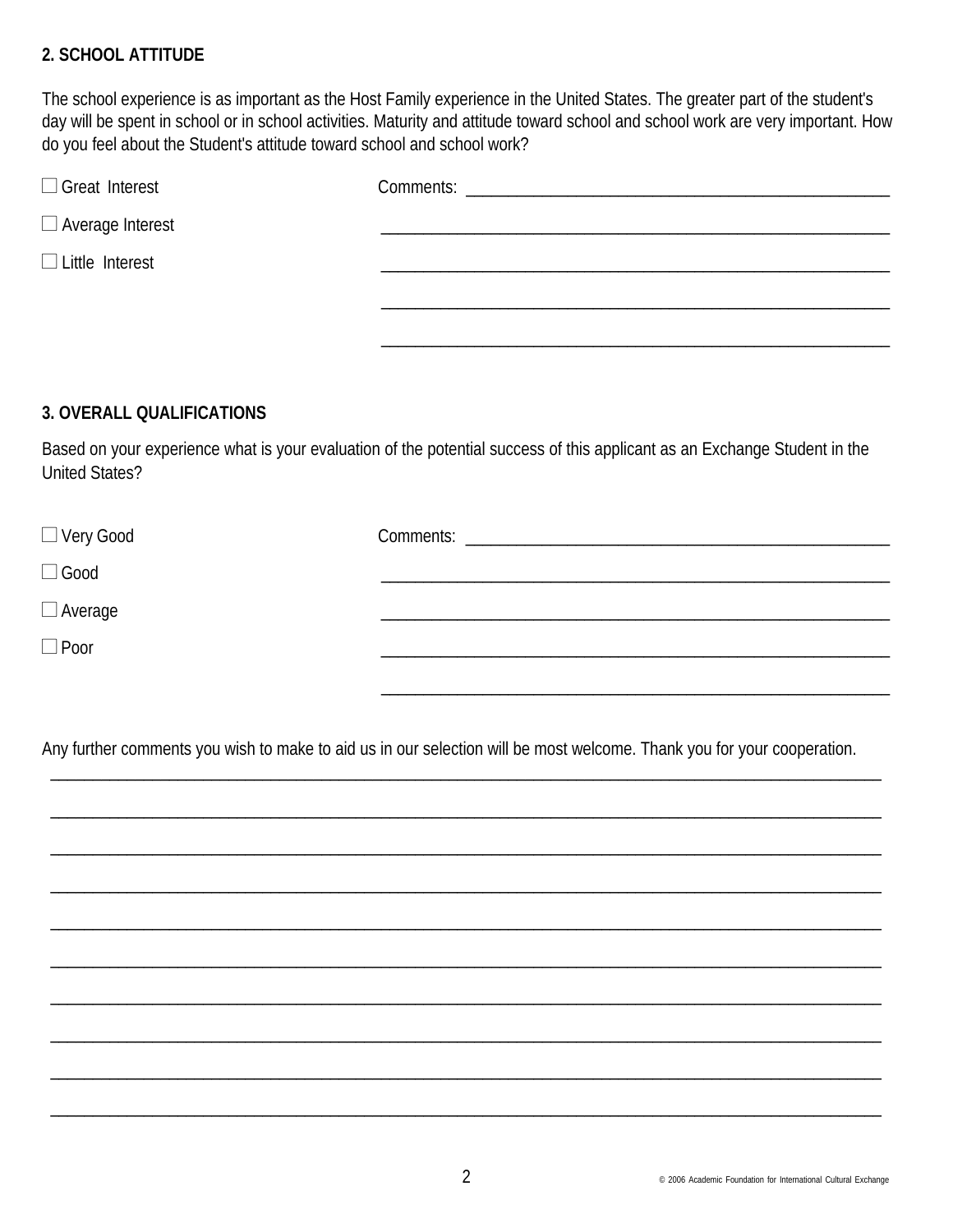## 2. SCHOOL ATTITUDE

The school experience is as important as the Host Family experience in the United States. The greater part of the student's day will be spent in school or in school activities. Maturity and attitude toward school and school work are very important. How do you feel about the Student's attitude toward school and school work?

☐ Great Interest

☐ Average Interest

☐ Little Interest

Comments: ____________________________________________

____________________________________________

____________________________________________

____________________________________________

____________________________________________

## 3. OVERALL QUALIFICATIONS

Based on your experience what is your evaluation of the potential success of this applicant as an Exchange Student in the United States?

☐ Very Good

☐ Good

☐ Average

☐ Poor

Comments: ____________________________________________

____________________________________________

____________________________________________

____________________________________________

____________________________________________

Any further comments you wish to make to aid us in our selection will be most welcome. Thank you for your cooperation.

____________________________________________________________________________

____________________________________________________________________________

____________________________________________________________________________

____________________________________________________________________________

____________________________________________________________________________

____________________________________________________________________________

____________________________________________________________________________

____________________________________________________________________________

____________________________________________________________________________

____________________________________________________________________________

© 2006 Academic Foundation for International Cultural Exchange